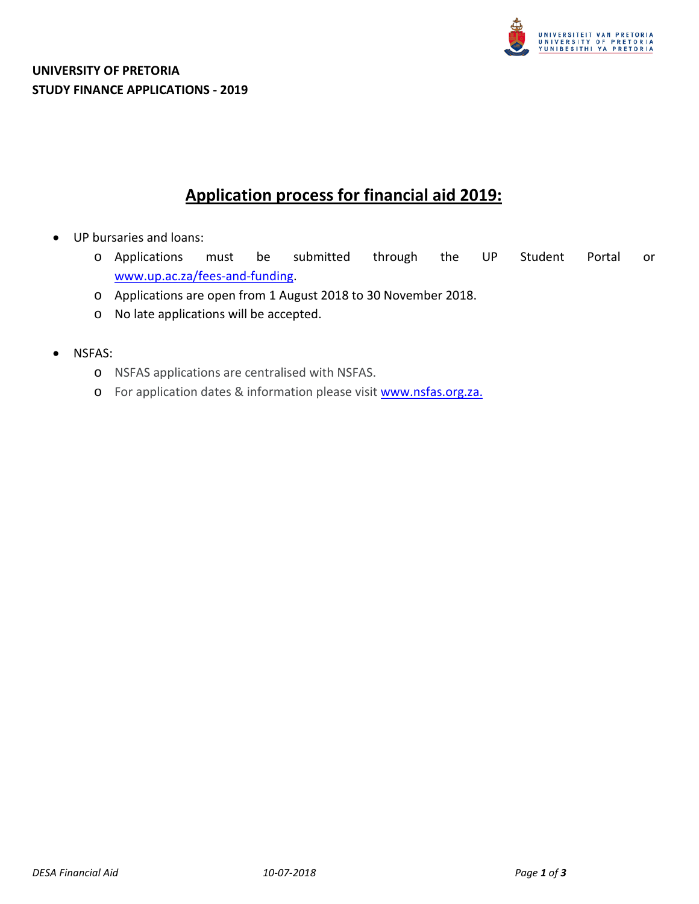**UNIVERSITY OF PRETORIA**
**STUDY FINANCE APPLICATIONS - 2019**

# Application process for financial aid 2019:

- UP bursaries and loans:
  - Applications must be submitted through the UP Student Portal or www.up.ac.za/fees-and-funding.
  - Applications are open from 1 August 2018 to 30 November 2018.
  - No late applications will be accepted.

- NSFAS:
  - NSFAS applications are centralised with NSFAS.
  - For application dates & information please visit www.nsfas.org.za.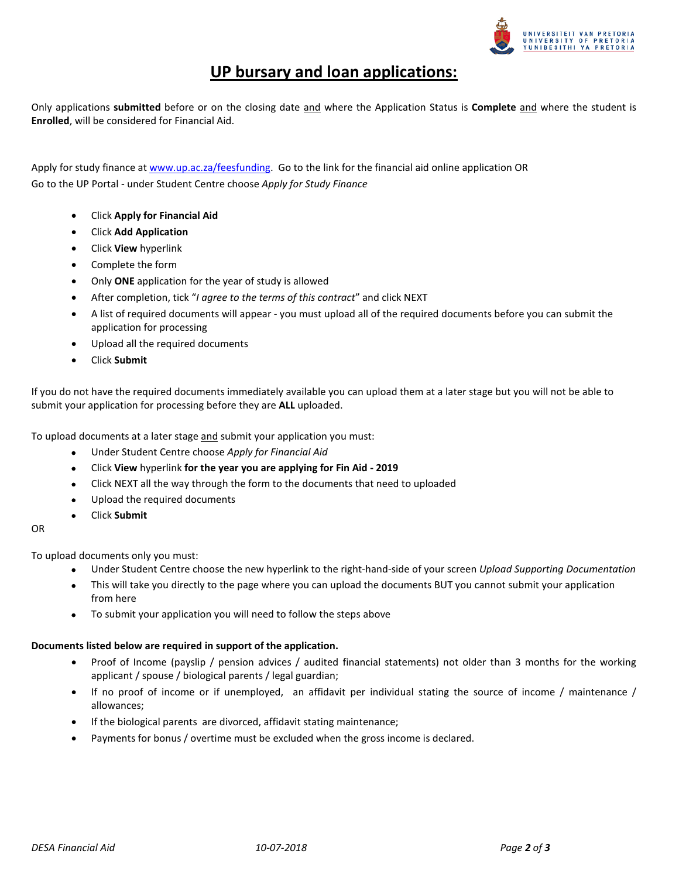// UP bursary and loan applications:

Only applications **submitted** before or on the closing date and where the Application Status is **Complete** and where the student is **Enrolled**, will be considered for Financial Aid.

Apply for study finance at [www.up.ac.za/feesfunding](http://www.up.ac.za/feesfunding). Go to the link for the financial aid online application OR
Go to the UP Portal - under Student Centre choose *Apply for Study Finance*

- Click **Apply for Financial Aid**
- Click **Add Application**
- Click **View** hyperlink
- Complete the form
- Only **ONE** application for the year of study is allowed
- After completion, tick "*I agree to the terms of this contract*" and click NEXT
- A list of required documents will appear - you must upload all of the required documents before you can submit the application for processing
- Upload all the required documents
- Click **Submit**

If you do not have the required documents immediately available you can upload them at a later stage but you will not be able to submit your application for processing before they are **ALL** uploaded.

To upload documents at a later stage and submit your application you must:

- Under Student Centre choose *Apply for Financial Aid*
- Click **View** hyperlink **for the year you are applying for Fin Aid - 2019**
- Click NEXT all the way through the form to the documents that need to uploaded
- Upload the required documents
- Click **Submit**

OR

To upload documents only you must:

- Under Student Centre choose the new hyperlink to the right-hand-side of your screen *Upload Supporting Documentation*
- This will take you directly to the page where you can upload the documents BUT you cannot submit your application from here
- To submit your application you will need to follow the steps above

**Documents listed below are required in support of the application.**

- Proof of Income (payslip / pension advices / audited financial statements) not older than 3 months for the working applicant / spouse / biological parents / legal guardian;
- If no proof of income or if unemployed, an affidavit per individual stating the source of income / maintenance / allowances;
- If the biological parents are divorced, affidavit stating maintenance;
- Payments for bonus / overtime must be excluded when the gross income is declared.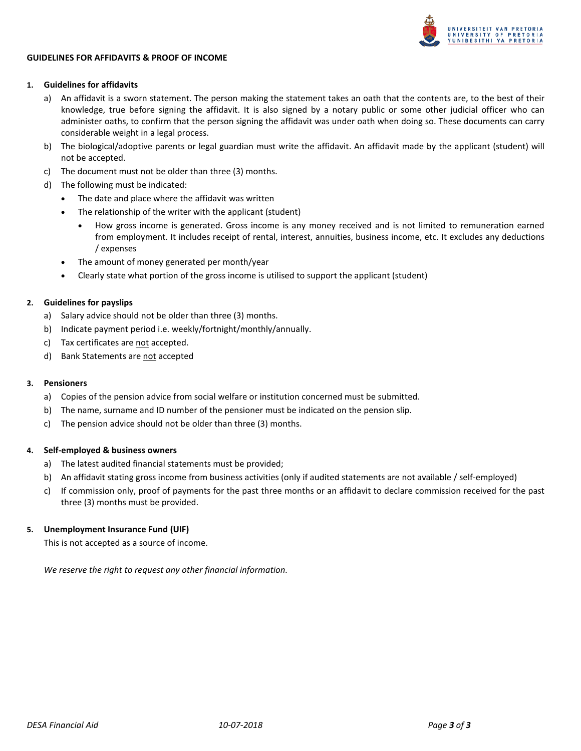## GUIDELINES FOR AFFIDAVITS & PROOF OF INCOME

### 1. Guidelines for affidavits

a) An affidavit is a sworn statement. The person making the statement takes an oath that the contents are, to the best of their knowledge, true before signing the affidavit. It is also signed by a notary public or some other judicial officer who can administer oaths, to confirm that the person signing the affidavit was under oath when doing so. These documents can carry considerable weight in a legal process.

b) The biological/adoptive parents or legal guardian must write the affidavit. An affidavit made by the applicant (student) will not be accepted.

c) The document must not be older than three (3) months.

d) The following must be indicated:

- The date and place where the affidavit was written
- The relationship of the writer with the applicant (student)
  - How gross income is generated. Gross income is any money received and is not limited to remuneration earned from employment. It includes receipt of rental, interest, annuities, business income, etc. It excludes any deductions / expenses
- The amount of money generated per month/year
- Clearly state what portion of the gross income is utilised to support the applicant (student)

### 2. Guidelines for payslips

a) Salary advice should not be older than three (3) months.

b) Indicate payment period i.e. weekly/fortnight/monthly/annually.

c) Tax certificates are <u>not</u> accepted.

d) Bank Statements are <u>not</u> accepted

### 3. Pensioners

a) Copies of the pension advice from social welfare or institution concerned must be submitted.

b) The name, surname and ID number of the pensioner must be indicated on the pension slip.

c) The pension advice should not be older than three (3) months.

### 4. Self-employed & business owners

a) The latest audited financial statements must be provided;

b) An affidavit stating gross income from business activities (only if audited statements are not available / self-employed)

c) If commission only, proof of payments for the past three months or an affidavit to declare commission received for the past three (3) months must be provided.

### 5. Unemployment Insurance Fund (UIF)

This is not accepted as a source of income.

*We reserve the right to request any other financial information.*